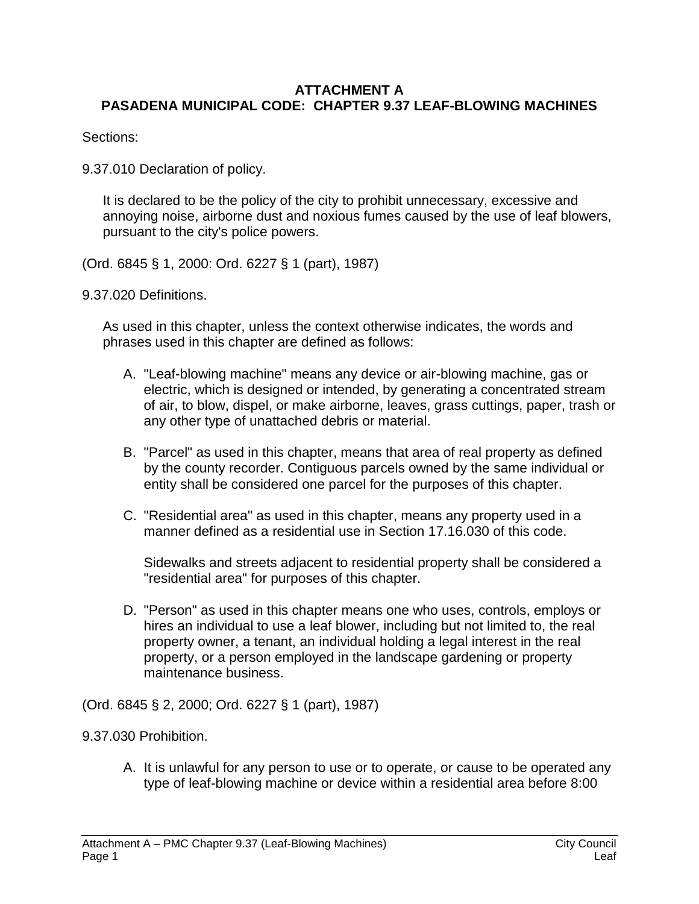**ATTACHMENT A**
**PASADENA MUNICIPAL CODE: CHAPTER 9.37 LEAF-BLOWING MACHINES**

Sections:

9.37.010 Declaration of policy.

It is declared to be the policy of the city to prohibit unnecessary, excessive and annoying noise, airborne dust and noxious fumes caused by the use of leaf blowers, pursuant to the city's police powers.

(Ord. 6845 § 1, 2000: Ord. 6227 § 1 (part), 1987)

9.37.020 Definitions.

As used in this chapter, unless the context otherwise indicates, the words and phrases used in this chapter are defined as follows:

A. "Leaf-blowing machine" means any device or air-blowing machine, gas or electric, which is designed or intended, by generating a concentrated stream of air, to blow, dispel, or make airborne, leaves, grass cuttings, paper, trash or any other type of unattached debris or material.

B. "Parcel" as used in this chapter, means that area of real property as defined by the county recorder. Contiguous parcels owned by the same individual or entity shall be considered one parcel for the purposes of this chapter.

C. "Residential area" as used in this chapter, means any property used in a manner defined as a residential use in Section 17.16.030 of this code.

   Sidewalks and streets adjacent to residential property shall be considered a "residential area" for purposes of this chapter.

D. "Person" as used in this chapter means one who uses, controls, employs or hires an individual to use a leaf blower, including but not limited to, the real property owner, a tenant, an individual holding a legal interest in the real property, or a person employed in the landscape gardening or property maintenance business.

(Ord. 6845 § 2, 2000; Ord. 6227 § 1 (part), 1987)

9.37.030 Prohibition.

A. It is unlawful for any person to use or to operate, or cause to be operated any type of leaf-blowing machine or device within a residential area before 8:00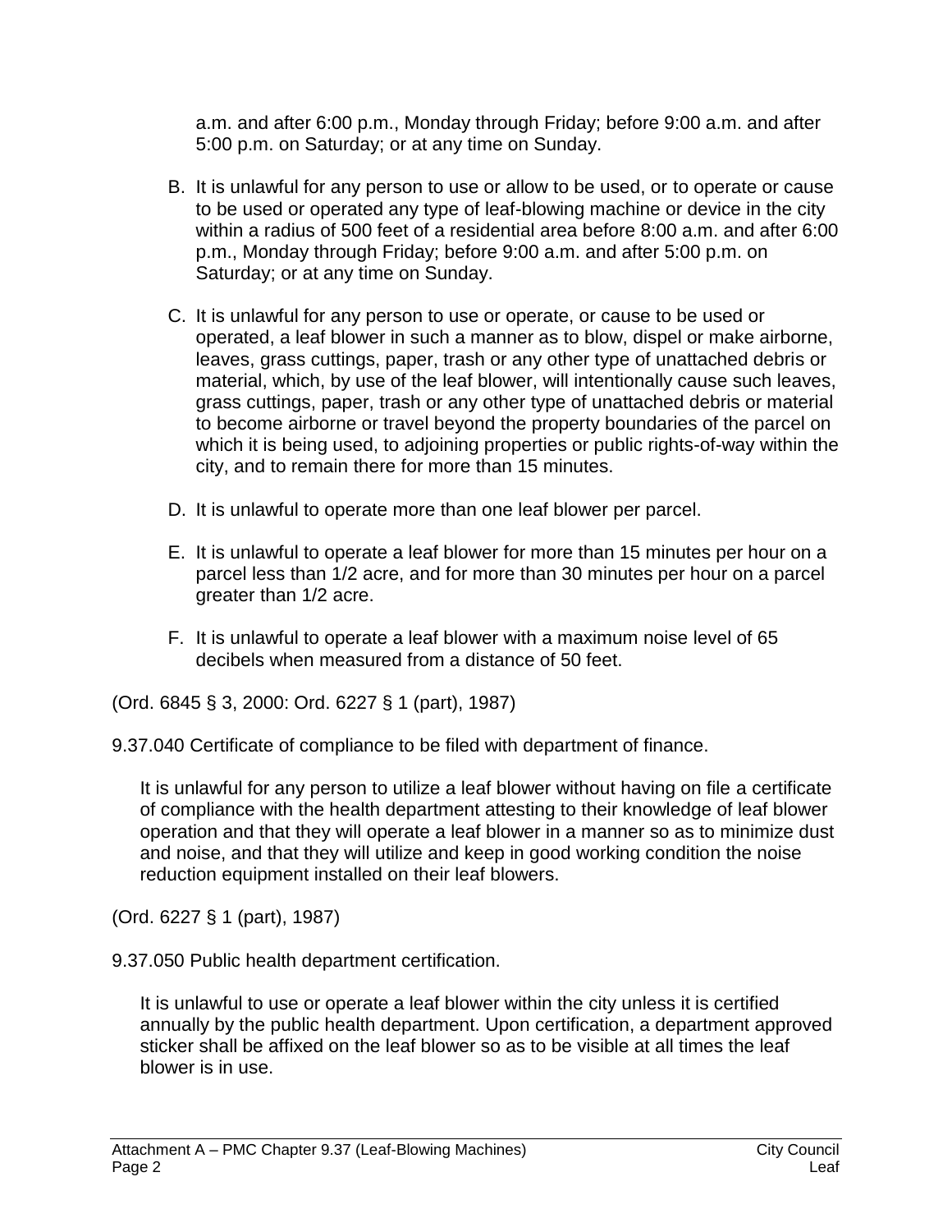a.m. and after 6:00 p.m., Monday through Friday; before 9:00 a.m. and after 5:00 p.m. on Saturday; or at any time on Sunday.

B. It is unlawful for any person to use or allow to be used, or to operate or cause to be used or operated any type of leaf-blowing machine or device in the city within a radius of 500 feet of a residential area before 8:00 a.m. and after 6:00 p.m., Monday through Friday; before 9:00 a.m. and after 5:00 p.m. on Saturday; or at any time on Sunday.

C. It is unlawful for any person to use or operate, or cause to be used or operated, a leaf blower in such a manner as to blow, dispel or make airborne, leaves, grass cuttings, paper, trash or any other type of unattached debris or material, which, by use of the leaf blower, will intentionally cause such leaves, grass cuttings, paper, trash or any other type of unattached debris or material to become airborne or travel beyond the property boundaries of the parcel on which it is being used, to adjoining properties or public rights-of-way within the city, and to remain there for more than 15 minutes.

D. It is unlawful to operate more than one leaf blower per parcel.

E. It is unlawful to operate a leaf blower for more than 15 minutes per hour on a parcel less than 1/2 acre, and for more than 30 minutes per hour on a parcel greater than 1/2 acre.

F. It is unlawful to operate a leaf blower with a maximum noise level of 65 decibels when measured from a distance of 50 feet.

(Ord. 6845 § 3, 2000: Ord. 6227 § 1 (part), 1987)

9.37.040 Certificate of compliance to be filed with department of finance.

It is unlawful for any person to utilize a leaf blower without having on file a certificate of compliance with the health department attesting to their knowledge of leaf blower operation and that they will operate a leaf blower in a manner so as to minimize dust and noise, and that they will utilize and keep in good working condition the noise reduction equipment installed on their leaf blowers.

(Ord. 6227 § 1 (part), 1987)

9.37.050 Public health department certification.

It is unlawful to use or operate a leaf blower within the city unless it is certified annually by the public health department. Upon certification, a department approved sticker shall be affixed on the leaf blower so as to be visible at all times the leaf blower is in use.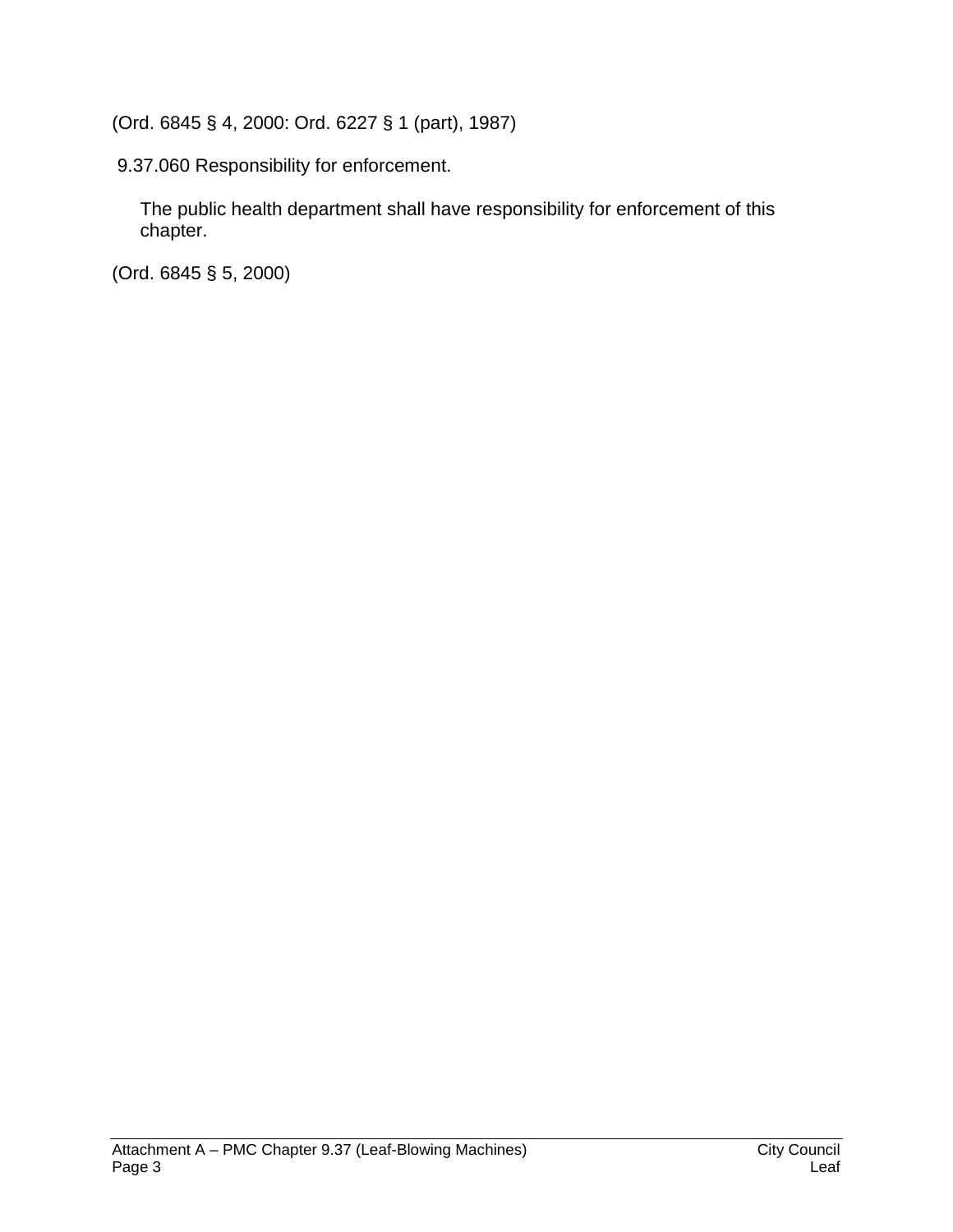(Ord. 6845 § 4, 2000: Ord. 6227 § 1 (part), 1987)

9.37.060 Responsibility for enforcement.

The public health department shall have responsibility for enforcement of this chapter.

(Ord. 6845 § 5, 2000)